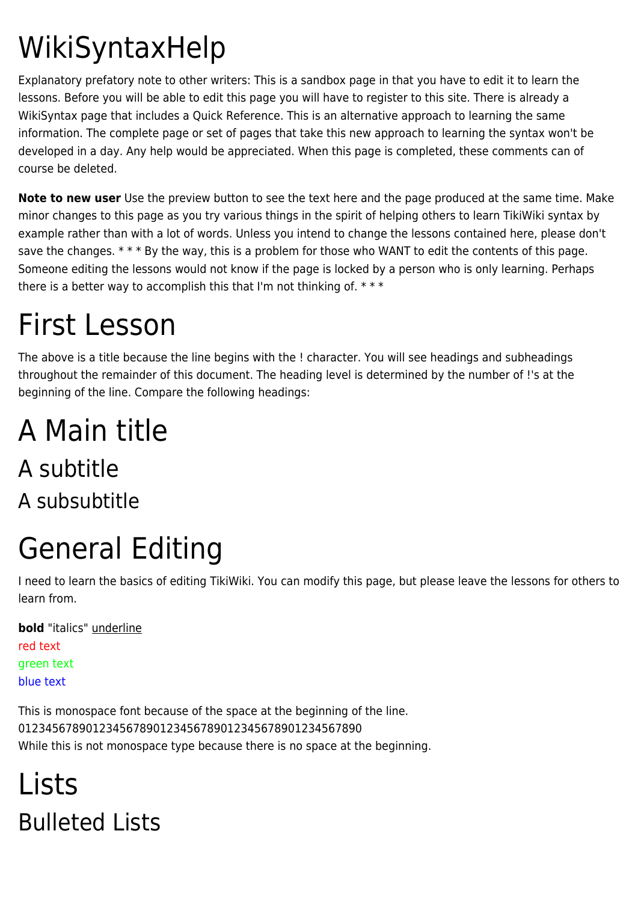# WikiSyntaxHelp

Explanatory prefatory note to other writers: This is a sandbox page in that you have to edit it to learn the lessons. Before you will be able to edit this page you will have to register to this site. There is already a WikiSyntax page that includes a Quick Reference. This is an alternative approach to learning the same information. The complete page or set of pages that take this new approach to learning the syntax won't be developed in a day. Any help would be appreciated. When this page is completed, these comments can of course be deleted.

**Note to new user** Use the preview button to see the text here and the page produced at the same time. Make minor changes to this page as you try various things in the spirit of helping others to learn TikiWiki syntax by example rather than with a lot of words. Unless you intend to change the lessons contained here, please don't save the changes. * * * By the way, this is a problem for those who WANT to edit the contents of this page. Someone editing the lessons would not know if the page is locked by a person who is only learning. Perhaps there is a better way to accomplish this that I'm not thinking of. * * *

# First Lesson

The above is a title because the line begins with the ! character. You will see headings and subheadings throughout the remainder of this document. The heading level is determined by the number of !'s at the beginning of the line. Compare the following headings:

# A Main title

## A subtitle

### A subsubtitle

# General Editing

I need to learn the basics of editing TikiWiki. You can modify this page, but please leave the lessons for others to learn from.

**bold** "italics" <u>underline</u>
red text
green text
blue text

This is monospace font because of the space at the beginning of the line.
012345678901234567890123456789012345678901234567890
While this is not monospace type because there is no space at the beginning.

# Lists

## Bulleted Lists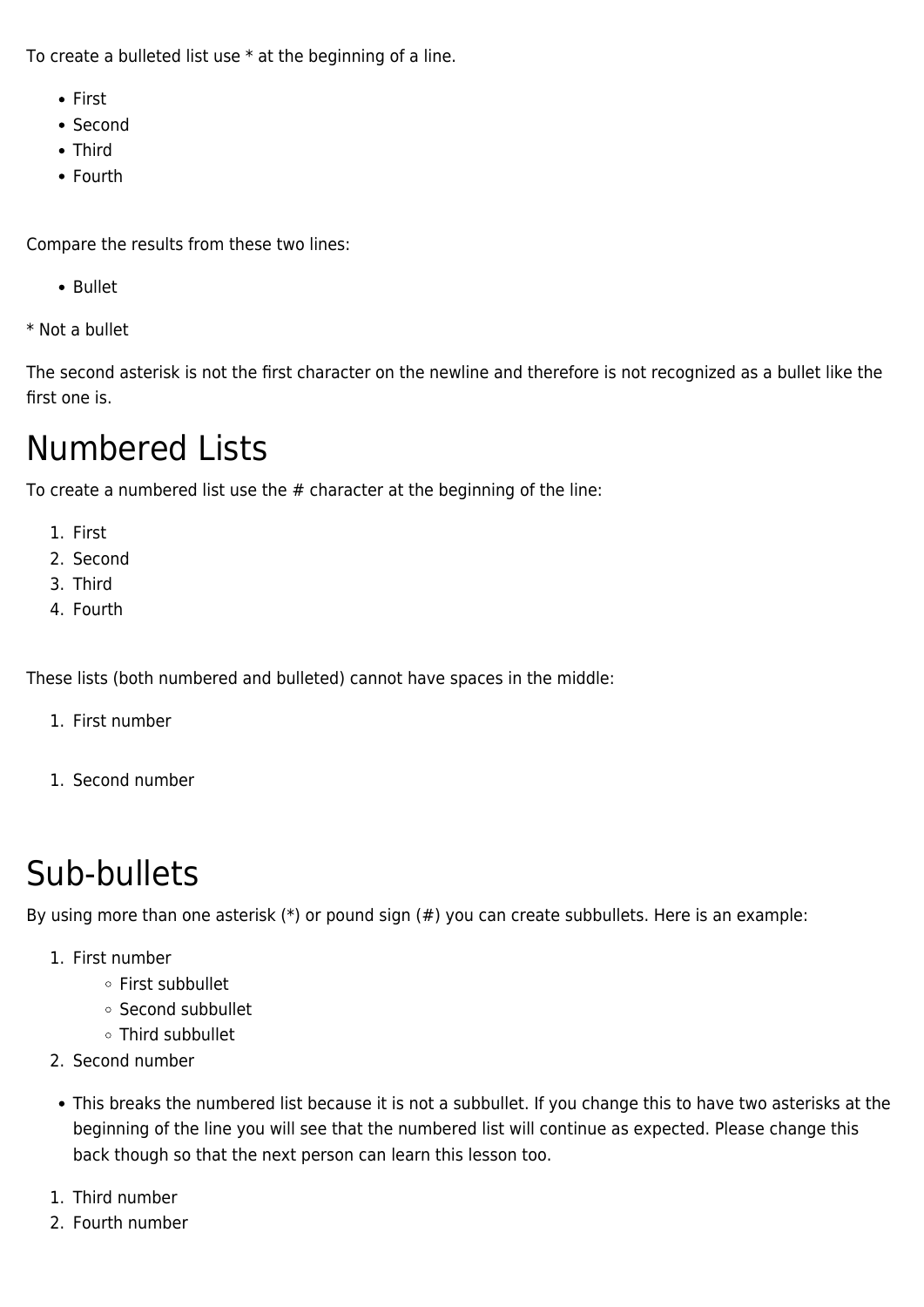To create a bulleted list use * at the beginning of a line.

- First
- Second
- Third
- Fourth

Compare the results from these two lines:

- Bullet

* Not a bullet

The second asterisk is not the first character on the newline and therefore is not recognized as a bullet like the first one is.

# Numbered Lists

To create a numbered list use the # character at the beginning of the line:

1. First
2. Second
3. Third
4. Fourth

These lists (both numbered and bulleted) cannot have spaces in the middle:

1. First number

<!-- -->

1. Second number

# Sub-bullets

By using more than one asterisk (*) or pound sign (#) you can create subbullets. Here is an example:

1. First number
    - First subbullet
    - Second subbullet
    - Third subbullet
2. Second number

- This breaks the numbered list because it is not a subbullet. If you change this to have two asterisks at the beginning of the line you will see that the numbered list will continue as expected. Please change this back though so that the next person can learn this lesson too.

1. Third number
2. Fourth number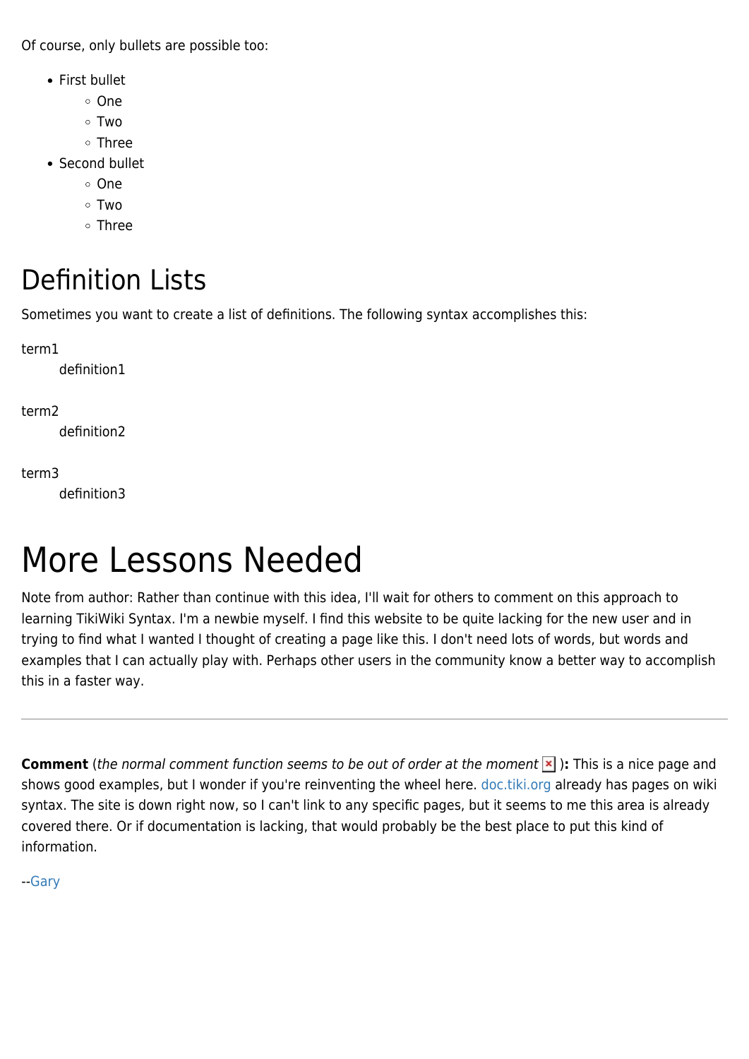Of course, only bullets are possible too:

- First bullet
  - One
  - Two
  - Three
- Second bullet
  - One
  - Two
  - Three

## Definition Lists

Sometimes you want to create a list of definitions. The following syntax accomplishes this:

term1
: definition1

term2
: definition2

term3
: definition3

# More Lessons Needed

Note from author: Rather than continue with this idea, I'll wait for others to comment on this approach to learning TikiWiki Syntax. I'm a newbie myself. I find this website to be quite lacking for the new user and in trying to find what I wanted I thought of creating a page like this. I don't need lots of words, but words and examples that I can actually play with. Perhaps other users in the community know a better way to accomplish this in a faster way.

---

**Comment** (*the normal comment function seems to be out of order at the moment* )**:** This is a nice page and shows good examples, but I wonder if you're reinventing the wheel here. doc.tiki.org already has pages on wiki syntax. The site is down right now, so I can't link to any specific pages, but it seems to me this area is already covered there. Or if documentation is lacking, that would probably be the best place to put this kind of information.

--Gary